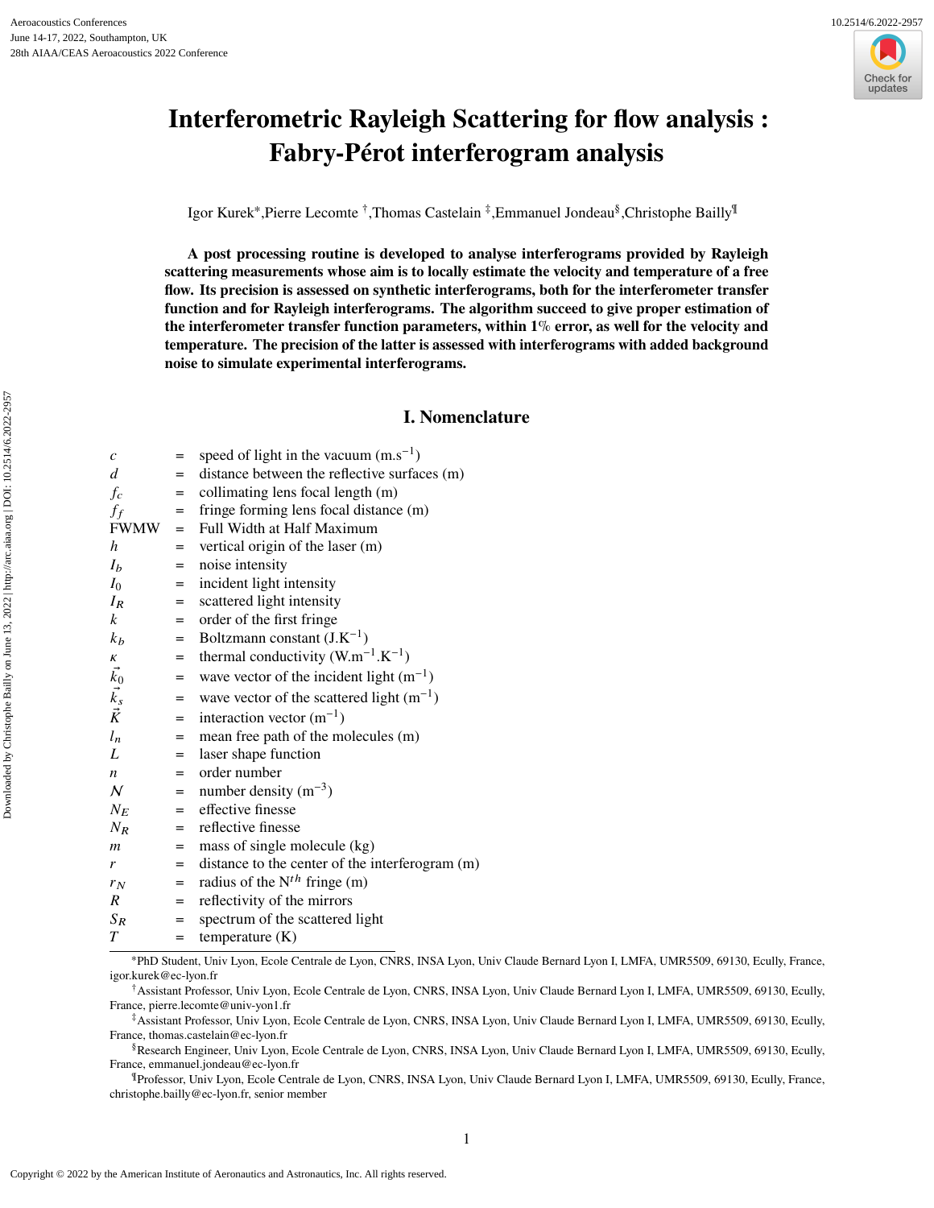# Interferometric Rayleigh Scattering for flow analysis : Fabry-Pérot interferogram analysis

Igor Kurek*, Pierre Lecomte †, Thomas Castelain ‡, Emmanuel Jondeau§, Christophe Bailly¶

**A post processing routine is developed to analyse interferograms provided by Rayleigh scattering measurements whose aim is to locally estimate the velocity and temperature of a free flow. Its precision is assessed on synthetic interferograms, both for the interferometer transfer function and for Rayleigh interferograms. The algorithm succeed to give proper estimation of the interferometer transfer function parameters, within 1% error, as well for the velocity and temperature. The precision of the latter is assessed with interferograms with added background noise to simulate experimental interferograms.**

## I. Nomenclature

| | | |
|---|---|---|
| $c$ | = | speed of light in the vacuum (m.s$^{-1}$) |
| $d$ | = | distance between the reflective surfaces (m) |
| $f_c$ | = | collimating lens focal length (m) |
| $f_f$ | = | fringe forming lens focal distance (m) |
| FWMW | = | Full Width at Half Maximum |
| $h$ | = | vertical origin of the laser (m) |
| $I_b$ | = | noise intensity |
| $I_0$ | = | incident light intensity |
| $I_R$ | = | scattered light intensity |
| $k$ | = | order of the first fringe |
| $k_b$ | = | Boltzmann constant (J.K$^{-1}$) |
| $\kappa$ | = | thermal conductivity (W.m$^{-1}$.K$^{-1}$) |
| $\vec{k}_0$ | = | wave vector of the incident light (m$^{-1}$) |
| $\vec{k}_s$ | = | wave vector of the scattered light (m$^{-1}$) |
| $\vec{K}$ | = | interaction vector (m$^{-1}$) |
| $l_n$ | = | mean free path of the molecules (m) |
| $L$ | = | laser shape function |
| $n$ | = | order number |
| $\mathcal{N}$ | = | number density (m$^{-3}$) |
| $N_E$ | = | effective finesse |
| $N_R$ | = | reflective finesse |
| $m$ | = | mass of single molecule (kg) |
| $r$ | = | distance to the center of the interferogram (m) |
| $r_N$ | = | radius of the N$^{th}$ fringe (m) |
| $R$ | = | reflectivity of the mirrors |
| $S_R$ | = | spectrum of the scattered light |
| $T$ | = | temperature (K) |

*PhD Student, Univ Lyon, Ecole Centrale de Lyon, CNRS, INSA Lyon, Univ Claude Bernard Lyon I, LMFA, UMR5509, 69130, Ecully, France, igor.kurek@ec-lyon.fr

†Assistant Professor, Univ Lyon, Ecole Centrale de Lyon, CNRS, INSA Lyon, Univ Claude Bernard Lyon I, LMFA, UMR5509, 69130, Ecully, France, pierre.lecomte@univ-yon1.fr

‡Assistant Professor, Univ Lyon, Ecole Centrale de Lyon, CNRS, INSA Lyon, Univ Claude Bernard Lyon I, LMFA, UMR5509, 69130, Ecully, France, thomas.castelain@ec-lyon.fr

§Research Engineer, Univ Lyon, Ecole Centrale de Lyon, CNRS, INSA Lyon, Univ Claude Bernard Lyon I, LMFA, UMR5509, 69130, Ecully, France, emmanuel.jondeau@ec-lyon.fr

¶Professor, Univ Lyon, Ecole Centrale de Lyon, CNRS, INSA Lyon, Univ Claude Bernard Lyon I, LMFA, UMR5509, 69130, Ecully, France, christophe.bailly@ec-lyon.fr, senior member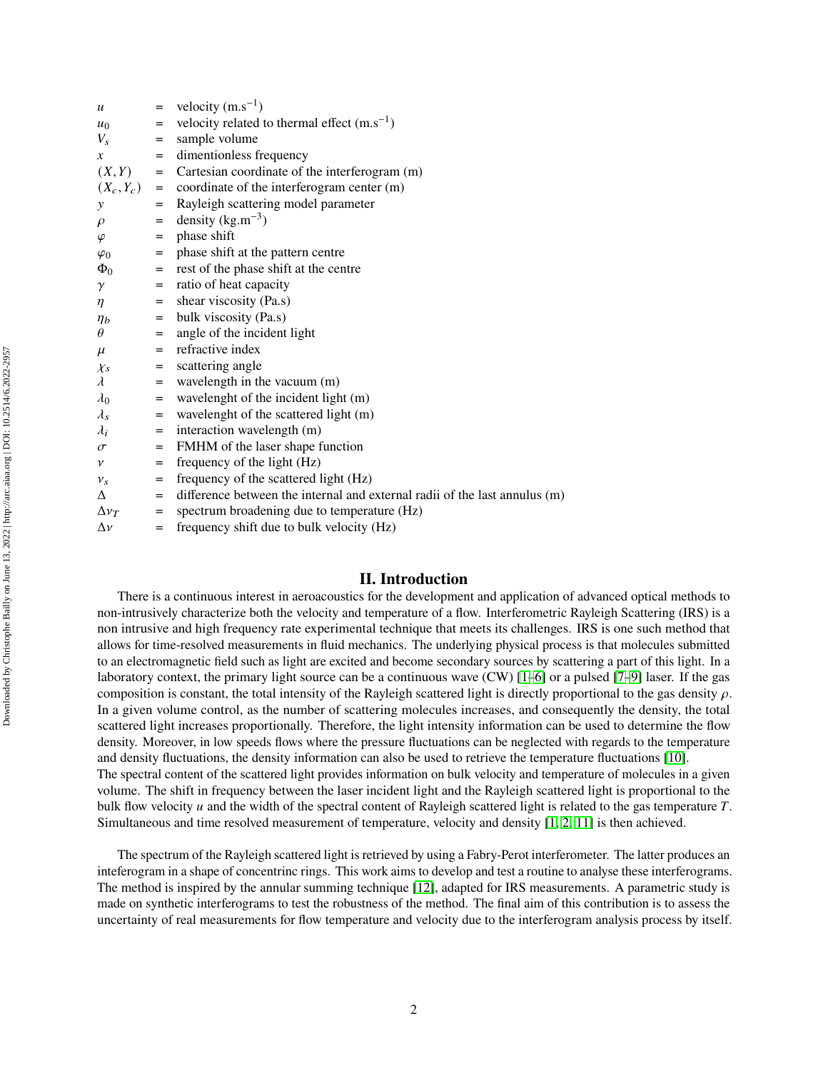$u$ = velocity ($m.s^{-1}$)
$u_0$ = velocity related to thermal effect ($m.s^{-1}$)
$V_s$ = sample volume
$x$ = dimentionless frequency
$(X, Y)$ = Cartesian coordinate of the interferogram (m)
$(X_c, Y_c)$ = coordinate of the interferogram center (m)
$y$ = Rayleigh scattering model parameter
$\rho$ = density ($kg.m^{-3}$)
$\varphi$ = phase shift
$\varphi_0$ = phase shift at the pattern centre
$\Phi_0$ = rest of the phase shift at the centre
$\gamma$ = ratio of heat capacity
$\eta$ = shear viscosity (Pa.s)
$\eta_b$ = bulk viscosity (Pa.s)
$\theta$ = angle of the incident light
$\mu$ = refractive index
$\chi_s$ = scattering angle
$\lambda$ = wavelength in the vacuum (m)
$\lambda_0$ = wavelenght of the incident light (m)
$\lambda_s$ = wavelenght of the scattered light (m)
$\lambda_i$ = interaction wavelength (m)
$\sigma$ = FMHM of the laser shape function
$\nu$ = frequency of the light (Hz)
$\nu_s$ = frequency of the scattered light (Hz)
$\Delta$ = difference between the internal and external radii of the last annulus (m)
$\Delta\nu_T$ = spectrum broadening due to temperature (Hz)
$\Delta\nu$ = frequency shift due to bulk velocity (Hz)

# II. Introduction

There is a continuous interest in aeroacoustics for the development and application of advanced optical methods to non-intrusively characterize both the velocity and temperature of a flow. Interferometric Rayleigh Scattering (IRS) is a non intrusive and high frequency rate experimental technique that meets its challenges. IRS is one such method that allows for time-resolved measurements in fluid mechanics. The underlying physical process is that molecules submitted to an electromagnetic field such as light are excited and become secondary sources by scattering a part of this light. In a laboratory context, the primary light source can be a continuous wave (CW) [1–6] or a pulsed [7–9] laser. If the gas composition is constant, the total intensity of the Rayleigh scattered light is directly proportional to the gas density $\rho$. In a given volume control, as the number of scattering molecules increases, and consequently the density, the total scattered light increases proportionally. Therefore, the light intensity information can be used to determine the flow density. Moreover, in low speeds flows where the pressure fluctuations can be neglected with regards to the temperature and density fluctuations, the density information can also be used to retrieve the temperature fluctuations [10].
The spectral content of the scattered light provides information on bulk velocity and temperature of molecules in a given volume. The shift in frequency between the laser incident light and the Rayleigh scattered light is proportional to the bulk flow velocity $u$ and the width of the spectral content of Rayleigh scattered light is related to the gas temperature $T$. Simultaneous and time resolved measurement of temperature, velocity and density [1, 2, 11] is then achieved.

The spectrum of the Rayleigh scattered light is retrieved by using a Fabry-Perot interferometer. The latter produces an inteferogram in a shape of concentrinc rings. This work aims to develop and test a routine to analyse these interferograms. The method is inspired by the annular summing technique [12], adapted for IRS measurements. A parametric study is made on synthetic interferograms to test the robustness of the method. The final aim of this contribution is to assess the uncertainty of real measurements for flow temperature and velocity due to the interferogram analysis process by itself.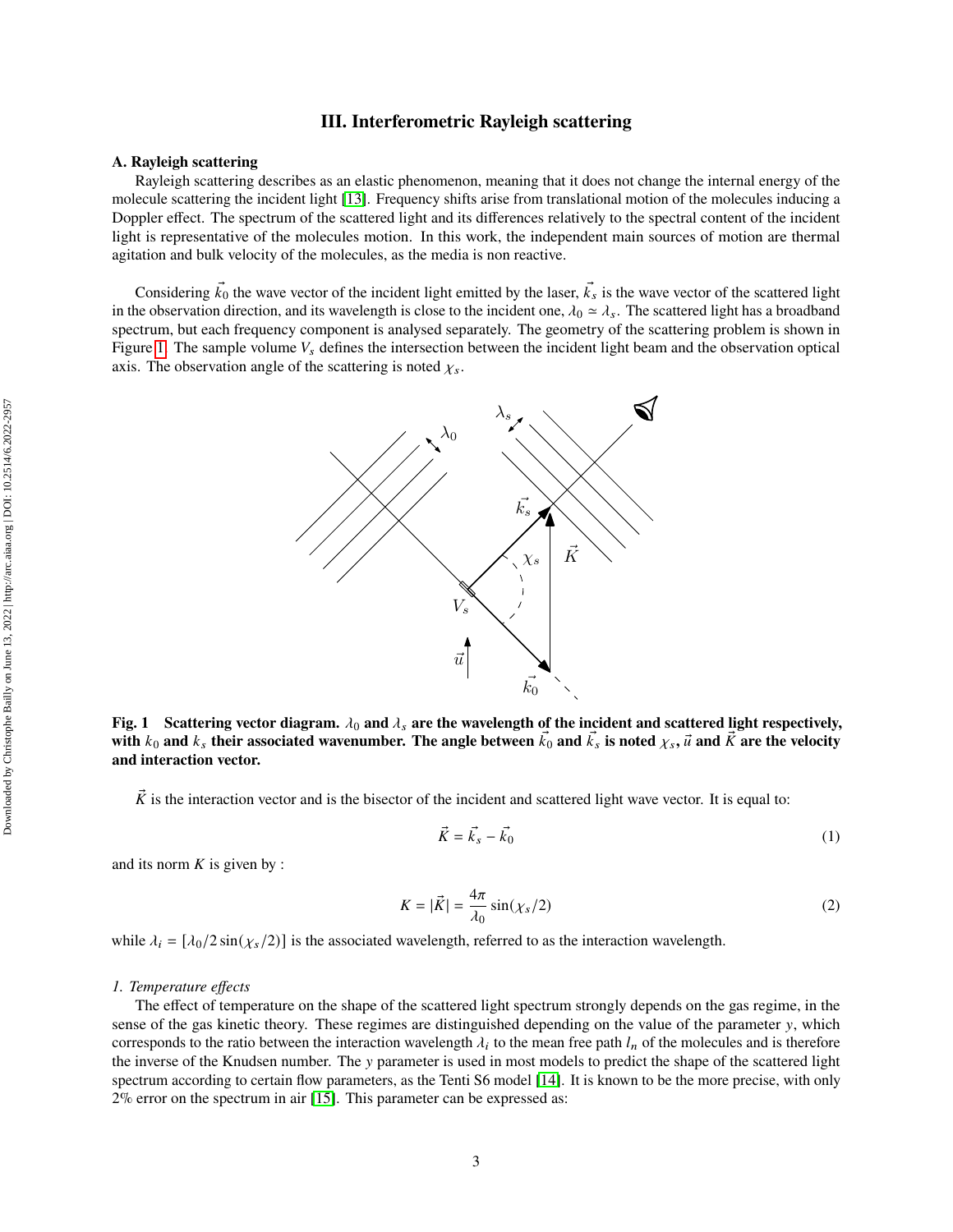## III. Interferometric Rayleigh scattering

### A. Rayleigh scattering

Rayleigh scattering describes as an elastic phenomenon, meaning that it does not change the internal energy of the molecule scattering the incident light [13]. Frequency shifts arise from translational motion of the molecules inducing a Doppler effect. The spectrum of the scattered light and its differences relatively to the spectral content of the incident light is representative of the molecules motion. In this work, the independent main sources of motion are thermal agitation and bulk velocity of the molecules, as the media is non reactive.

Considering $\vec{k_0}$ the wave vector of the incident light emitted by the laser, $\vec{k_s}$ is the wave vector of the scattered light in the observation direction, and its wavelength is close to the incident one, $\lambda_0 \simeq \lambda_s$. The scattered light has a broadband spectrum, but each frequency component is analysed separately. The geometry of the scattering problem is shown in Figure 1. The sample volume $V_s$ defines the intersection between the incident light beam and the observation optical axis. The observation angle of the scattering is noted $\chi_s$.

**Fig. 1 Scattering vector diagram. $\lambda_0$ and $\lambda_s$ are the wavelength of the incident and scattered light respectively, with $k_0$ and $k_s$ their associated wavenumber. The angle between $\vec{k_0}$ and $\vec{k_s}$ is noted $\chi_s$, $\vec{u}$ and $\vec{K}$ are the velocity and interaction vector.**

$\vec{K}$ is the interaction vector and is the bisector of the incident and scattered light wave vector. It is equal to:

$$\vec{K} = \vec{k_s} - \vec{k_0} \tag{1}$$

and its norm $K$ is given by :

$$K = |\vec{K}| = \frac{4\pi}{\lambda_0} \sin(\chi_s/2) \tag{2}$$

while $\lambda_i = [\lambda_0/2\sin(\chi_s/2)]$ is the associated wavelength, referred to as the interaction wavelength.

#### *1. Temperature effects*

The effect of temperature on the shape of the scattered light spectrum strongly depends on the gas regime, in the sense of the gas kinetic theory. These regimes are distinguished depending on the value of the parameter $y$, which corresponds to the ratio between the interaction wavelength $\lambda_i$ to the mean free path $l_n$ of the molecules and is therefore the inverse of the Knudsen number. The $y$ parameter is used in most models to predict the shape of the scattered light spectrum according to certain flow parameters, as the Tenti S6 model [14]. It is known to be the more precise, with only 2% error on the spectrum in air [15]. This parameter can be expressed as: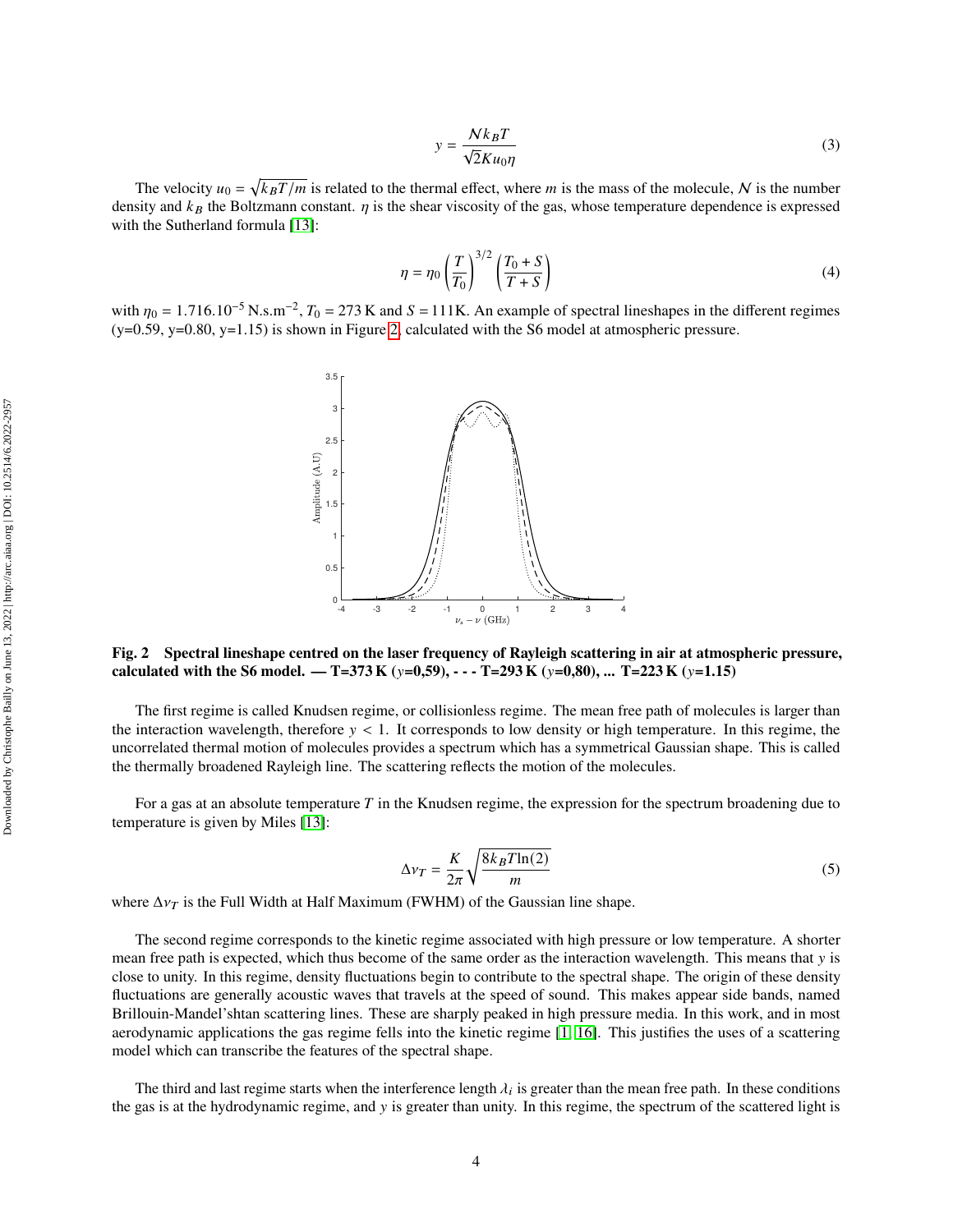$$y = \frac{\mathcal{N} k_B T}{\sqrt{2} K u_0 \eta} \tag{3}$$

The velocity $u_0 = \sqrt{k_B T/m}$ is related to the thermal effect, where $m$ is the mass of the molecule, $\mathcal{N}$ is the number density and $k_B$ the Boltzmann constant. $\eta$ is the shear viscosity of the gas, whose temperature dependence is expressed with the Sutherland formula [13]:

$$\eta = \eta_0 \left(\frac{T}{T_0}\right)^{3/2} \left(\frac{T_0 + S}{T + S}\right) \tag{4}$$

with $\eta_0 = 1.716.10^{-5}$ N.s.m$^{-2}$, $T_0 = 273$ K and $S = 111$K. An example of spectral lineshapes in the different regimes (y=0.59, y=0.80, y=1.15) is shown in Figure 2, calculated with the S6 model at atmospheric pressure.

**Fig. 2 Spectral lineshape centred on the laser frequency of Rayleigh scattering in air at atmospheric pressure, calculated with the S6 model. — T=373 K ($y$=0,59), - - - T=293 K ($y$=0,80), ... T=223 K ($y$=1.15)**

The first regime is called Knudsen regime, or collisionless regime. The mean free path of molecules is larger than the interaction wavelength, therefore $y < 1$. It corresponds to low density or high temperature. In this regime, the uncorrelated thermal motion of molecules provides a spectrum which has a symmetrical Gaussian shape. This is called the thermally broadened Rayleigh line. The scattering reflects the motion of the molecules.

For a gas at an absolute temperature $T$ in the Knudsen regime, the expression for the spectrum broadening due to temperature is given by Miles [13]:

$$\Delta\nu_T = \frac{K}{2\pi}\sqrt{\frac{8 k_B T \ln(2)}{m}} \tag{5}$$

where $\Delta\nu_T$ is the Full Width at Half Maximum (FWHM) of the Gaussian line shape.

The second regime corresponds to the kinetic regime associated with high pressure or low temperature. A shorter mean free path is expected, which thus become of the same order as the interaction wavelength. This means that $y$ is close to unity. In this regime, density fluctuations begin to contribute to the spectral shape. The origin of these density fluctuations are generally acoustic waves that travels at the speed of sound. This makes appear side bands, named Brillouin-Mandel'shtan scattering lines. These are sharply peaked in high pressure media. In this work, and in most aerodynamic applications the gas regime fells into the kinetic regime [1, 16]. This justifies the uses of a scattering model which can transcribe the features of the spectral shape.

The third and last regime starts when the interference length $\lambda_i$ is greater than the mean free path. In these conditions the gas is at the hydrodynamic regime, and $y$ is greater than unity. In this regime, the spectrum of the scattered light is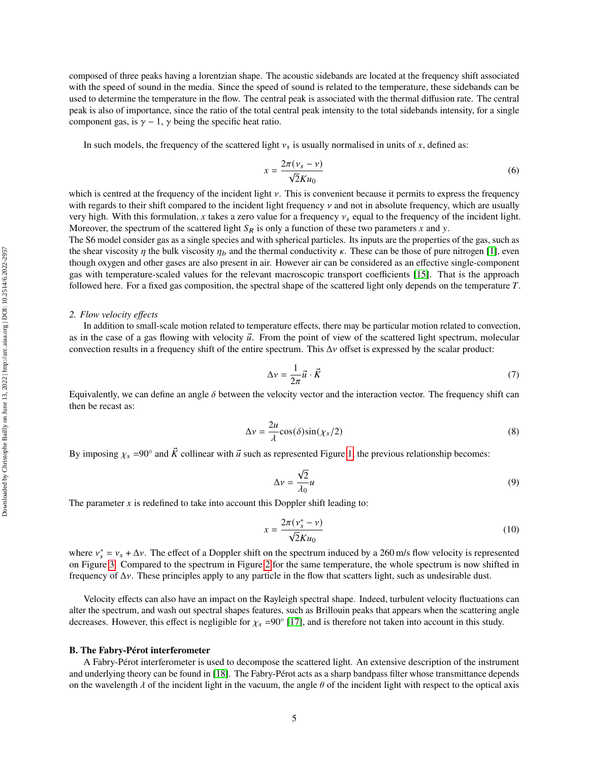composed of three peaks having a lorentzian shape. The acoustic sidebands are located at the frequency shift associated with the speed of sound in the media. Since the speed of sound is related to the temperature, these sidebands can be used to determine the temperature in the flow. The central peak is associated with the thermal diffusion rate. The central peak is also of importance, since the ratio of the total central peak intensity to the total sidebands intensity, for a single component gas, is $\gamma - 1$, $\gamma$ being the specific heat ratio.

In such models, the frequency of the scattered light $\nu_s$ is usually normalised in units of $x$, defined as:

$$x = \frac{2\pi(\nu_s - \nu)}{\sqrt{2}Ku_0} \tag{6}$$

which is centred at the frequency of the incident light $\nu$. This is convenient because it permits to express the frequency with regards to their shift compared to the incident light frequency $\nu$ and not in absolute frequency, which are usually very high. With this formulation, $x$ takes a zero value for a frequency $\nu_s$ equal to the frequency of the incident light. Moreover, the spectrum of the scattered light $S_R$ is only a function of these two parameters $x$ and $y$.
The S6 model consider gas as a single species and with spherical particles. Its inputs are the properties of the gas, such as the shear viscosity $\eta$ the bulk viscosity $\eta_b$ and the thermal conductivity $\kappa$. These can be those of pure nitrogen [1], even though oxygen and other gases are also present in air. However air can be considered as an effective single-component gas with temperature-scaled values for the relevant macroscopic transport coefficients [15]. That is the approach followed here. For a fixed gas composition, the spectral shape of the scattered light only depends on the temperature $T$.

### 2. *Flow velocity effects*

In addition to small-scale motion related to temperature effects, there may be particular motion related to convection, as in the case of a gas flowing with velocity $\vec{u}$. From the point of view of the scattered light spectrum, molecular convection results in a frequency shift of the entire spectrum. This $\Delta\nu$ offset is expressed by the scalar product:

$$\Delta\nu = \frac{1}{2\pi}\vec{u}\cdot\vec{K} \tag{7}$$

Equivalently, we can define an angle $\delta$ between the velocity vector and the interaction vector. The frequency shift can then be recast as:

$$\Delta\nu = \frac{2u}{\lambda}\cos(\delta)\sin(\chi_s/2) \tag{8}$$

By imposing $\chi_s$ =90° and $\vec{K}$ collinear with $\vec{u}$ such as represented Figure 1, the previous relationship becomes:

$$\Delta\nu = \frac{\sqrt{2}}{\lambda_0}u \tag{9}$$

The parameter $x$ is redefined to take into account this Doppler shift leading to:

$$x = \frac{2\pi(\nu_s^* - \nu)}{\sqrt{2}Ku_0} \tag{10}$$

where $\nu_s^* = \nu_s + \Delta\nu$. The effect of a Doppler shift on the spectrum induced by a 260 m/s flow velocity is represented on Figure 3. Compared to the spectrum in Figure 2 for the same temperature, the whole spectrum is now shifted in frequency of $\Delta\nu$. These principles apply to any particle in the flow that scatters light, such as undesirable dust.

Velocity effects can also have an impact on the Rayleigh spectral shape. Indeed, turbulent velocity fluctuations can alter the spectrum, and wash out spectral shapes features, such as Brillouin peaks that appears when the scattering angle decreases. However, this effect is negligible for $\chi_s$ =90° [17], and is therefore not taken into account in this study.

## B. The Fabry-Pérot interferometer

A Fabry-Pérot interferometer is used to decompose the scattered light. An extensive description of the instrument and underlying theory can be found in [18]. The Fabry-Pérot acts as a sharp bandpass filter whose transmittance depends on the wavelength $\lambda$ of the incident light in the vacuum, the angle $\theta$ of the incident light with respect to the optical axis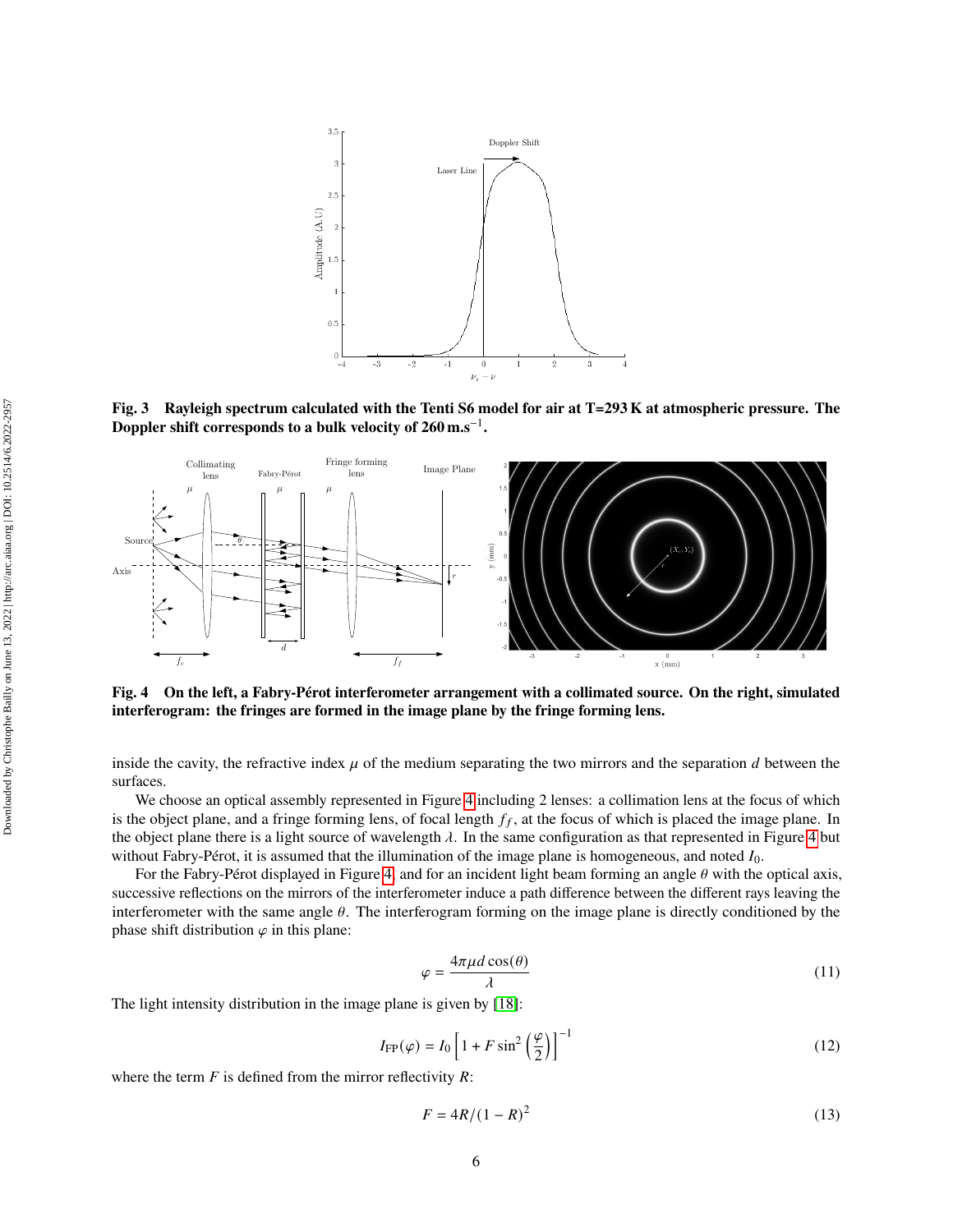**Fig. 3 Rayleigh spectrum calculated with the Tenti S6 model for air at T=293 K at atmospheric pressure. The Doppler shift corresponds to a bulk velocity of 260 m.s$^{-1}$.**

**Fig. 4 On the left, a Fabry-Pérot interferometer arrangement with a collimated source. On the right, simulated interferogram: the fringes are formed in the image plane by the fringe forming lens.**

inside the cavity, the refractive index $\mu$ of the medium separating the two mirrors and the separation $d$ between the surfaces.

We choose an optical assembly represented in Figure 4 including 2 lenses: a collimation lens at the focus of which is the object plane, and a fringe forming lens, of focal length $f_f$, at the focus of which is placed the image plane. In the object plane there is a light source of wavelength $\lambda$. In the same configuration as that represented in Figure 4 but without Fabry-Pérot, it is assumed that the illumination of the image plane is homogeneous, and noted $I_0$.

For the Fabry-Pérot displayed in Figure 4, and for an incident light beam forming an angle $\theta$ with the optical axis, successive reflections on the mirrors of the interferometer induce a path difference between the different rays leaving the interferometer with the same angle $\theta$. The interferogram forming on the image plane is directly conditioned by the phase shift distribution $\varphi$ in this plane:

$$\varphi = \frac{4\pi\mu d \cos(\theta)}{\lambda} \tag{11}$$

The light intensity distribution in the image plane is given by [18]:

$$I_{\text{FP}}(\varphi) = I_0 \left[1 + F \sin^2\left(\frac{\varphi}{2}\right)\right]^{-1} \tag{12}$$

where the term $F$ is defined from the mirror reflectivity $R$:

$$F = 4R/(1-R)^2 \tag{13}$$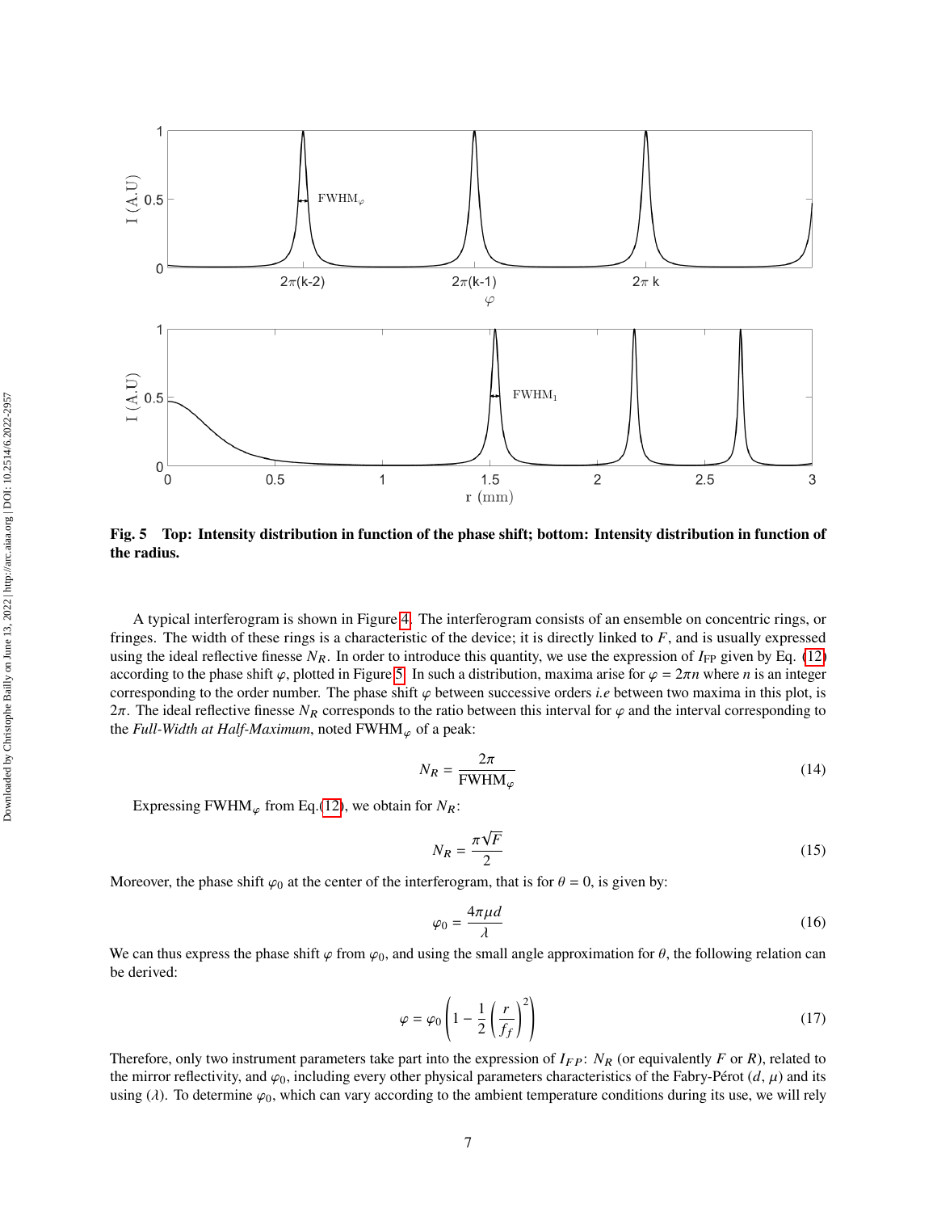**Fig. 5 Top: Intensity distribution in function of the phase shift; bottom: Intensity distribution in function of the radius.**

A typical interferogram is shown in Figure 4. The interferogram consists of an ensemble on concentric rings, or fringes. The width of these rings is a characteristic of the device; it is directly linked to $F$, and is usually expressed using the ideal reflective finesse $N_R$. In order to introduce this quantity, we use the expression of $I_{\mathrm{FP}}$ given by Eq. (12) according to the phase shift $\varphi$, plotted in Figure 5. In such a distribution, maxima arise for $\varphi = 2\pi n$ where $n$ is an integer corresponding to the order number. The phase shift $\varphi$ between successive orders *i.e* between two maxima in this plot, is $2\pi$. The ideal reflective finesse $N_R$ corresponds to the ratio between this interval for $\varphi$ and the interval corresponding to the *Full-Width at Half-Maximum*, noted $\mathrm{FWHM}_\varphi$ of a peak:

$$N_R = \frac{2\pi}{\mathrm{FWHM}_\varphi} \tag{14}$$

Expressing $\mathrm{FWHM}_\varphi$ from Eq.(12), we obtain for $N_R$:

$$N_R = \frac{\pi\sqrt{F}}{2} \tag{15}$$

Moreover, the phase shift $\varphi_0$ at the center of the interferogram, that is for $\theta = 0$, is given by:

$$\varphi_0 = \frac{4\pi\mu d}{\lambda} \tag{16}$$

We can thus express the phase shift $\varphi$ from $\varphi_0$, and using the small angle approximation for $\theta$, the following relation can be derived:

$$\varphi = \varphi_0\left(1 - \frac{1}{2}\left(\frac{r}{f_f}\right)^2\right) \tag{17}$$

Therefore, only two instrument parameters take part into the expression of $I_{FP}$: $N_R$ (or equivalently $F$ or $R$), related to the mirror reflectivity, and $\varphi_0$, including every other physical parameters characteristics of the Fabry-Pérot ($d$, $\mu$) and its using ($\lambda$). To determine $\varphi_0$, which can vary according to the ambient temperature conditions during its use, we will rely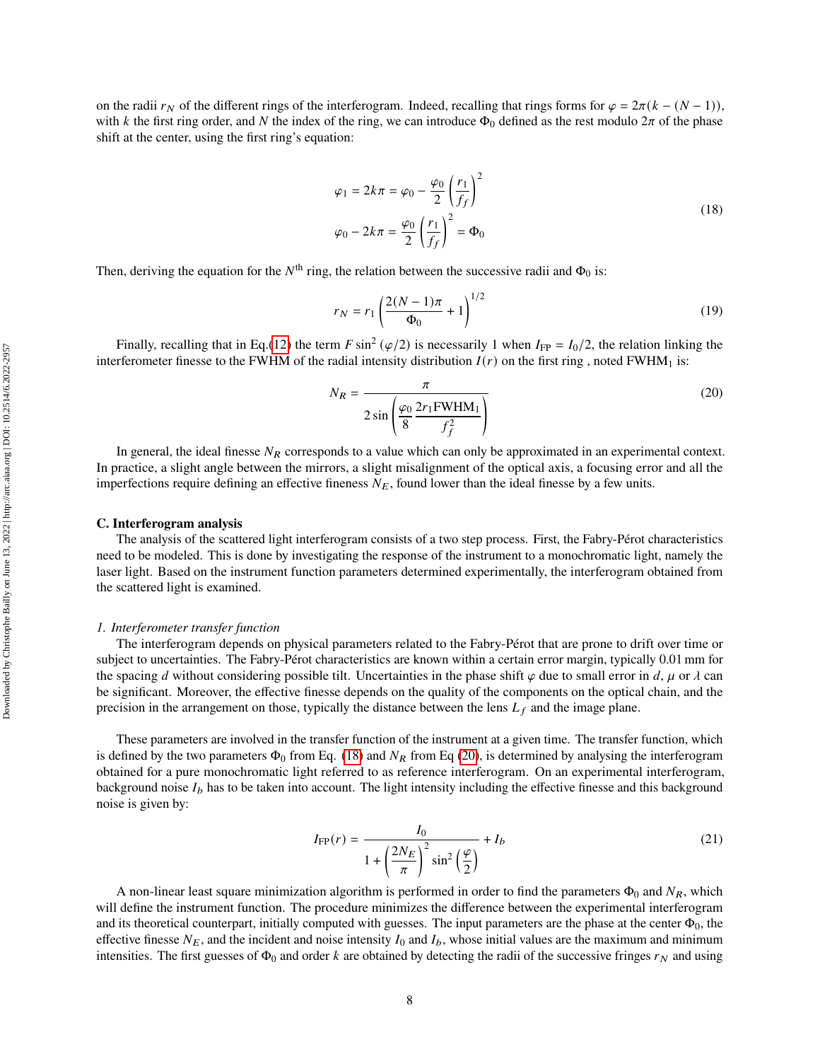on the radii $r_N$ of the different rings of the interferogram. Indeed, recalling that rings forms for $\varphi = 2\pi(k-(N-1))$, with $k$ the first ring order, and $N$ the index of the ring, we can introduce $\Phi_0$ defined as the rest modulo $2\pi$ of the phase shift at the center, using the first ring's equation:

$$
\begin{aligned}
\varphi_1 = 2k\pi = \varphi_0 - \frac{\varphi_0}{2}\left(\frac{r_1}{f_f}\right)^2 \\
\varphi_0 - 2k\pi = \frac{\varphi_0}{2}\left(\frac{r_1}{f_f}\right)^2 = \Phi_0
\end{aligned}
\tag{18}
$$

Then, deriving the equation for the $N^{\text{th}}$ ring, the relation between the successive radii and $\Phi_0$ is:

$$
r_N = r_1\left(\frac{2(N-1)\pi}{\Phi_0} + 1\right)^{1/2} \tag{19}
$$

Finally, recalling that in Eq.(12) the term $F\sin^2(\varphi/2)$ is necessarily 1 when $I_{\text{FP}} = I_0/2$, the relation linking the interferometer finesse to the FWHM of the radial intensity distribution $I(r)$ on the first ring , noted $\text{FWHM}_1$ is:

$$
N_R = \frac{\pi}{2\sin\left(\dfrac{\varphi_0}{8}\dfrac{2r_1\text{FWHM}_1}{f_f^2}\right)} \tag{20}
$$

In general, the ideal finesse $N_R$ corresponds to a value which can only be approximated in an experimental context. In practice, a slight angle between the mirrors, a slight misalignment of the optical axis, a focusing error and all the imperfections require defining an effective fineness $N_E$, found lower than the ideal finesse by a few units.

### C. Interferogram analysis

The analysis of the scattered light interferogram consists of a two step process. First, the Fabry-Pérot characteristics need to be modeled. This is done by investigating the response of the instrument to a monochromatic light, namely the laser light. Based on the instrument function parameters determined experimentally, the interferogram obtained from the scattered light is examined.

#### *1. Interferometer transfer function*

The interferogram depends on physical parameters related to the Fabry-Pérot that are prone to drift over time or subject to uncertainties. The Fabry-Pérot characteristics are known within a certain error margin, typically 0.01 mm for the spacing $d$ without considering possible tilt. Uncertainties in the phase shift $\varphi$ due to small error in $d$, $\mu$ or $\lambda$ can be significant. Moreover, the effective finesse depends on the quality of the components on the optical chain, and the precision in the arrangement on those, typically the distance between the lens $L_f$ and the image plane.

These parameters are involved in the transfer function of the instrument at a given time. The transfer function, which is defined by the two parameters $\Phi_0$ from Eq. (18) and $N_R$ from Eq (20), is determined by analysing the interferogram obtained for a pure monochromatic light referred to as reference interferogram. On an experimental interferogram, background noise $I_b$ has to be taken into account. The light intensity including the effective finesse and this background noise is given by:

$$
I_{\text{FP}}(r) = \frac{I_0}{1 + \left(\dfrac{2N_E}{\pi}\right)^2 \sin^2\left(\dfrac{\varphi}{2}\right)} + I_b \tag{21}
$$

A non-linear least square minimization algorithm is performed in order to find the parameters $\Phi_0$ and $N_R$, which will define the instrument function. The procedure minimizes the difference between the experimental interferogram and its theoretical counterpart, initially computed with guesses. The input parameters are the phase at the center $\Phi_0$, the effective finesse $N_E$, and the incident and noise intensity $I_0$ and $I_b$, whose initial values are the maximum and minimum intensities. The first guesses of $\Phi_0$ and order $k$ are obtained by detecting the radii of the successive fringes $r_N$ and using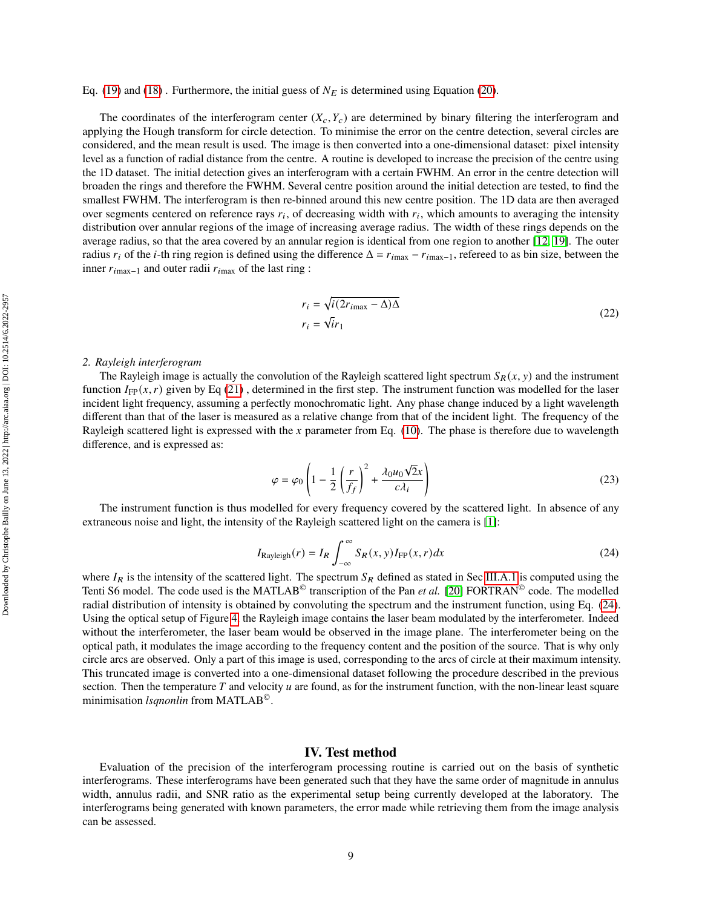Eq. (19) and (18) . Furthermore, the initial guess of $N_E$ is determined using Equation (20).

The coordinates of the interferogram center $(X_c, Y_c)$ are determined by binary filtering the interferogram and applying the Hough transform for circle detection. To minimise the error on the centre detection, several circles are considered, and the mean result is used. The image is then converted into a one-dimensional dataset: pixel intensity level as a function of radial distance from the centre. A routine is developed to increase the precision of the centre using the 1D dataset. The initial detection gives an interferogram with a certain FWHM. An error in the centre detection will broaden the rings and therefore the FWHM. Several centre position around the initial detection are tested, to find the smallest FWHM. The interferogram is then re-binned around this new centre position. The 1D data are then averaged over segments centered on reference rays $r_i$, of decreasing width with $r_i$, which amounts to averaging the intensity distribution over annular regions of the image of increasing average radius. The width of these rings depends on the average radius, so that the area covered by an annular region is identical from one region to another [12, 19]. The outer radius $r_i$ of the $i$-th ring region is defined using the difference $\Delta = r_{i\max} - r_{i\max-1}$, refereed to as bin size, between the inner $r_{i\max-1}$ and outer radii $r_{i\max}$ of the last ring :

$$
\begin{aligned}
r_i &= \sqrt{i(2r_{i\max} - \Delta)\Delta} \\
r_i &= \sqrt{i}r_1
\end{aligned}
\tag{22}
$$

*2. Rayleigh interferogram*

The Rayleigh image is actually the convolution of the Rayleigh scattered light spectrum $S_R(x, y)$ and the instrument function $I_{\text{FP}}(x, r)$ given by Eq (21) , determined in the first step. The instrument function was modelled for the laser incident light frequency, assuming a perfectly monochromatic light. Any phase change induced by a light wavelength different than that of the laser is measured as a relative change from that of the incident light. The frequency of the Rayleigh scattered light is expressed with the $x$ parameter from Eq. (10). The phase is therefore due to wavelength difference, and is expressed as:

$$
\varphi = \varphi_0 \left( 1 - \frac{1}{2} \left( \frac{r}{f_f} \right)^2 + \frac{\lambda_0 u_0 \sqrt{2} x}{c \lambda_i} \right)
\tag{23}
$$

The instrument function is thus modelled for every frequency covered by the scattered light. In absence of any extraneous noise and light, the intensity of the Rayleigh scattered light on the camera is [1]:

$$
I_{\text{Rayleigh}}(r) = I_R \int_{-\infty}^{\infty} S_R(x, y) I_{\text{FP}}(x, r) dx
\tag{24}
$$

where $I_R$ is the intensity of the scattered light. The spectrum $S_R$ defined as stated in Sec III.A.1 is computed using the Tenti S6 model. The code used is the MATLAB© transcription of the Pan *et al.* [20] FORTRAN© code. The modelled radial distribution of intensity is obtained by convoluting the spectrum and the instrument function, using Eq. (24). Using the optical setup of Figure 4, the Rayleigh image contains the laser beam modulated by the interferometer. Indeed without the interferometer, the laser beam would be observed in the image plane. The interferometer being on the optical path, it modulates the image according to the frequency content and the position of the source. That is why only circle arcs are observed. Only a part of this image is used, corresponding to the arcs of circle at their maximum intensity. This truncated image is converted into a one-dimensional dataset following the procedure described in the previous section. Then the temperature $T$ and velocity $u$ are found, as for the instrument function, with the non-linear least square minimisation *lsqnonlin* from MATLAB©.

## IV. Test method

Evaluation of the precision of the interferogram processing routine is carried out on the basis of synthetic interferograms. These interferograms have been generated such that they have the same order of magnitude in annulus width, annulus radii, and SNR ratio as the experimental setup being currently developed at the laboratory. The interferograms being generated with known parameters, the error made while retrieving them from the image analysis can be assessed.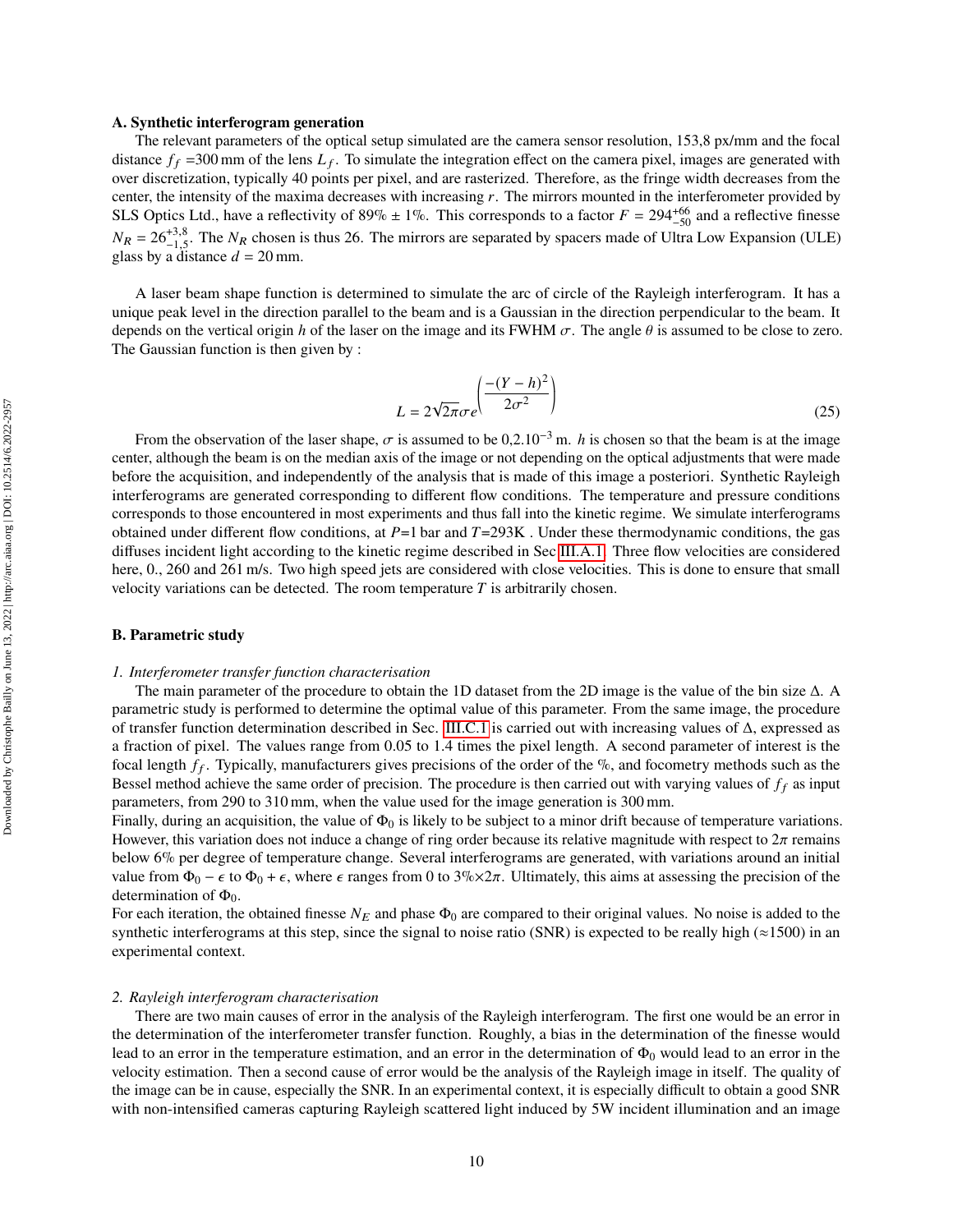### A. Synthetic interferogram generation

The relevant parameters of the optical setup simulated are the camera sensor resolution, 153,8 px/mm and the focal distance $f_f$ =300 mm of the lens $L_f$. To simulate the integration effect on the camera pixel, images are generated with over discretization, typically 40 points per pixel, and are rasterized. Therefore, as the fringe width decreases from the center, the intensity of the maxima decreases with increasing $r$. The mirrors mounted in the interferometer provided by SLS Optics Ltd., have a reflectivity of 89% ± 1%. This corresponds to a factor $F = 294^{+66}_{-50}$ and a reflective finesse $N_R = 26^{+3,8}_{-1,5}$. The $N_R$ chosen is thus 26. The mirrors are separated by spacers made of Ultra Low Expansion (ULE) glass by a distance $d = 20$ mm.

A laser beam shape function is determined to simulate the arc of circle of the Rayleigh interferogram. It has a unique peak level in the direction parallel to the beam and is a Gaussian in the direction perpendicular to the beam. It depends on the vertical origin $h$ of the laser on the image and its FWHM $\sigma$. The angle $\theta$ is assumed to be close to zero. The Gaussian function is then given by :

$$L = 2\sqrt{2\pi}\sigma e^{\left(\dfrac{-(Y-h)^2}{2\sigma^2}\right)} \tag{25}$$

From the observation of the laser shape, $\sigma$ is assumed to be $0{,}2.10^{-3}$ m. $h$ is chosen so that the beam is at the image center, although the beam is on the median axis of the image or not depending on the optical adjustments that were made before the acquisition, and independently of the analysis that is made of this image a posteriori. Synthetic Rayleigh interferograms are generated corresponding to different flow conditions. The temperature and pressure conditions corresponds to those encountered in most experiments and thus fall into the kinetic regime. We simulate interferograms obtained under different flow conditions, at $P$=1 bar and $T$=293K . Under these thermodynamic conditions, the gas diffuses incident light according to the kinetic regime described in Sec III.A.1. Three flow velocities are considered here, 0., 260 and 261 m/s. Two high speed jets are considered with close velocities. This is done to ensure that small velocity variations can be detected. The room temperature $T$ is arbitrarily chosen.

### B. Parametric study

#### *1. Interferometer transfer function characterisation*

The main parameter of the procedure to obtain the 1D dataset from the 2D image is the value of the bin size $\Delta$. A parametric study is performed to determine the optimal value of this parameter. From the same image, the procedure of transfer function determination described in Sec. III.C.1 is carried out with increasing values of $\Delta$, expressed as a fraction of pixel. The values range from 0.05 to 1.4 times the pixel length. A second parameter of interest is the focal length $f_f$. Typically, manufacturers gives precisions of the order of the %, and focometry methods such as the Bessel method achieve the same order of precision. The procedure is then carried out with varying values of $f_f$ as input parameters, from 290 to 310 mm, when the value used for the image generation is 300 mm.

Finally, during an acquisition, the value of $\Phi_0$ is likely to be subject to a minor drift because of temperature variations. However, this variation does not induce a change of ring order because its relative magnitude with respect to $2\pi$ remains below 6% per degree of temperature change. Several interferograms are generated, with variations around an initial value from $\Phi_0 - \epsilon$ to $\Phi_0 + \epsilon$, where $\epsilon$ ranges from 0 to 3%×$2\pi$. Ultimately, this aims at assessing the precision of the determination of $\Phi_0$.

For each iteration, the obtained finesse $N_E$ and phase $\Phi_0$ are compared to their original values. No noise is added to the synthetic interferograms at this step, since the signal to noise ratio (SNR) is expected to be really high (≈1500) in an experimental context.

#### *2. Rayleigh interferogram characterisation*

There are two main causes of error in the analysis of the Rayleigh interferogram. The first one would be an error in the determination of the interferometer transfer function. Roughly, a bias in the determination of the finesse would lead to an error in the temperature estimation, and an error in the determination of $\Phi_0$ would lead to an error in the velocity estimation. Then a second cause of error would be the analysis of the Rayleigh image in itself. The quality of the image can be in cause, especially the SNR. In an experimental context, it is especially difficult to obtain a good SNR with non-intensified cameras capturing Rayleigh scattered light induced by 5W incident illumination and an image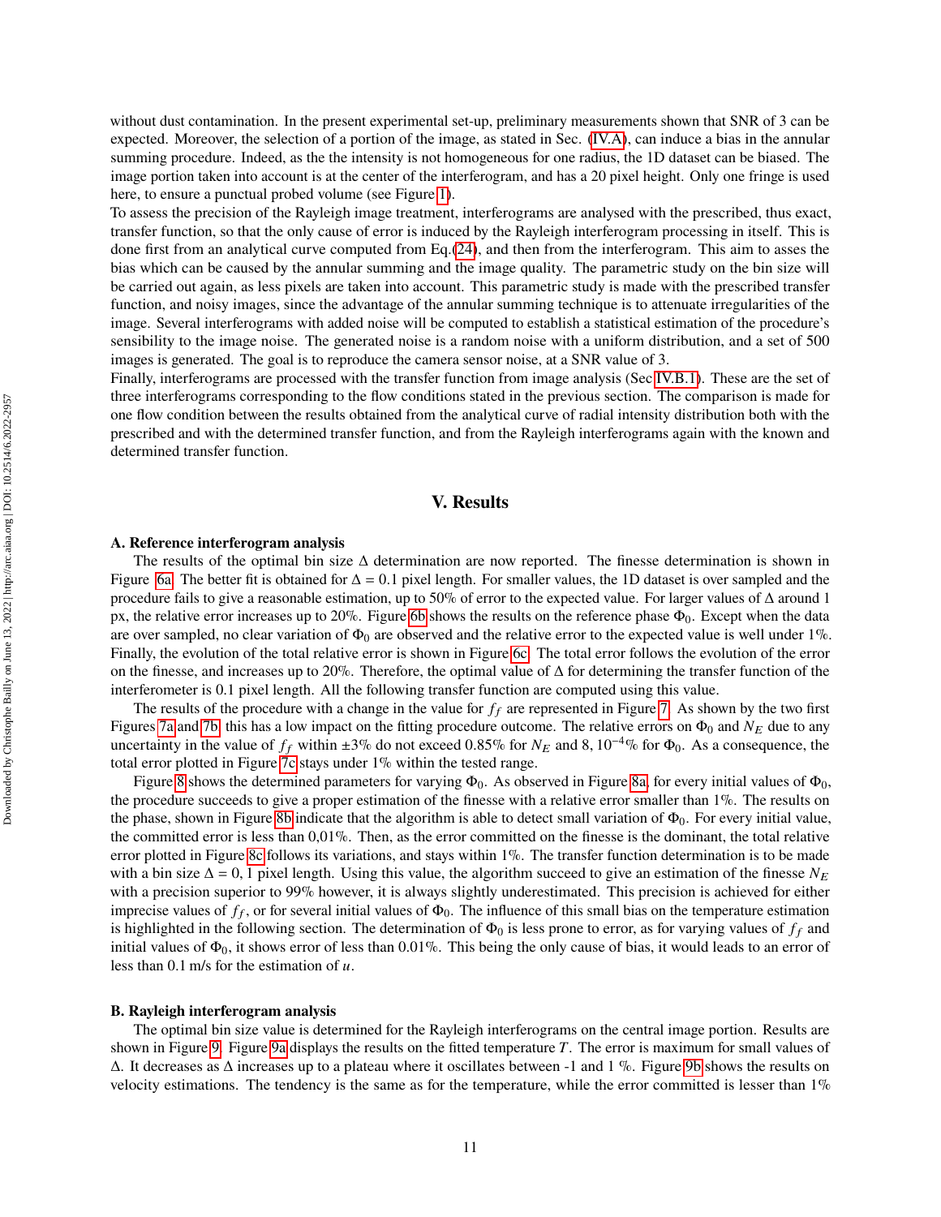without dust contamination. In the present experimental set-up, preliminary measurements shown that SNR of 3 can be expected. Moreover, the selection of a portion of the image, as stated in Sec. (IV.A), can induce a bias in the annular summing procedure. Indeed, as the the intensity is not homogeneous for one radius, the 1D dataset can be biased. The image portion taken into account is at the center of the interferogram, and has a 20 pixel height. Only one fringe is used here, to ensure a punctual probed volume (see Figure 1).

To assess the precision of the Rayleigh image treatment, interferograms are analysed with the prescribed, thus exact, transfer function, so that the only cause of error is induced by the Rayleigh interferogram processing in itself. This is done first from an analytical curve computed from Eq.(24), and then from the interferogram. This aim to asses the bias which can be caused by the annular summing and the image quality. The parametric study on the bin size will be carried out again, as less pixels are taken into account. This parametric study is made with the prescribed transfer function, and noisy images, since the advantage of the annular summing technique is to attenuate irregularities of the image. Several interferograms with added noise will be computed to establish a statistical estimation of the procedure's sensibility to the image noise. The generated noise is a random noise with a uniform distribution, and a set of 500 images is generated. The goal is to reproduce the camera sensor noise, at a SNR value of 3.

Finally, interferograms are processed with the transfer function from image analysis (Sec IV.B.1). These are the set of three interferograms corresponding to the flow conditions stated in the previous section. The comparison is made for one flow condition between the results obtained from the analytical curve of radial intensity distribution both with the prescribed and with the determined transfer function, and from the Rayleigh interferograms again with the known and determined transfer function.

# V. Results

## A. Reference interferogram analysis

The results of the optimal bin size $\Delta$ determination are now reported. The finesse determination is shown in Figure 6a. The better fit is obtained for $\Delta = 0.1$ pixel length. For smaller values, the 1D dataset is over sampled and the procedure fails to give a reasonable estimation, up to 50% of error to the expected value. For larger values of $\Delta$ around 1 px, the relative error increases up to 20%. Figure 6b shows the results on the reference phase $\Phi_0$. Except when the data are over sampled, no clear variation of $\Phi_0$ are observed and the relative error to the expected value is well under 1%. Finally, the evolution of the total relative error is shown in Figure 6c. The total error follows the evolution of the error on the finesse, and increases up to 20%. Therefore, the optimal value of $\Delta$ for determining the transfer function of the interferometer is 0.1 pixel length. All the following transfer function are computed using this value.

The results of the procedure with a change in the value for $f_f$ are represented in Figure 7. As shown by the two first Figures 7a and 7b, this has a low impact on the fitting procedure outcome. The relative errors on $\Phi_0$ and $N_E$ due to any uncertainty in the value of $f_f$ within $\pm 3$% do not exceed 0.85% for $N_E$ and $8, 10^{-4}$% for $\Phi_0$. As a consequence, the total error plotted in Figure 7c stays under 1% within the tested range.

Figure 8 shows the determined parameters for varying $\Phi_0$. As observed in Figure 8a, for every initial values of $\Phi_0$, the procedure succeeds to give a proper estimation of the finesse with a relative error smaller than 1%. The results on the phase, shown in Figure 8b indicate that the algorithm is able to detect small variation of $\Phi_0$. For every initial value, the committed error is less than 0,01%. Then, as the error committed on the finesse is the dominant, the total relative error plotted in Figure 8c follows its variations, and stays within 1%. The transfer function determination is to be made with a bin size $\Delta = 0, 1$ pixel length. Using this value, the algorithm succeed to give an estimation of the finesse $N_E$ with a precision superior to 99% however, it is always slightly underestimated. This precision is achieved for either imprecise values of $f_f$, or for several initial values of $\Phi_0$. The influence of this small bias on the temperature estimation is highlighted in the following section. The determination of $\Phi_0$ is less prone to error, as for varying values of $f_f$ and initial values of $\Phi_0$, it shows error of less than 0.01%. This being the only cause of bias, it would leads to an error of less than 0.1 m/s for the estimation of $u$.

## B. Rayleigh interferogram analysis

The optimal bin size value is determined for the Rayleigh interferograms on the central image portion. Results are shown in Figure 9. Figure 9a displays the results on the fitted temperature $T$. The error is maximum for small values of $\Delta$. It decreases as $\Delta$ increases up to a plateau where it oscillates between -1 and 1 %. Figure 9b shows the results on velocity estimations. The tendency is the same as for the temperature, while the error committed is lesser than 1%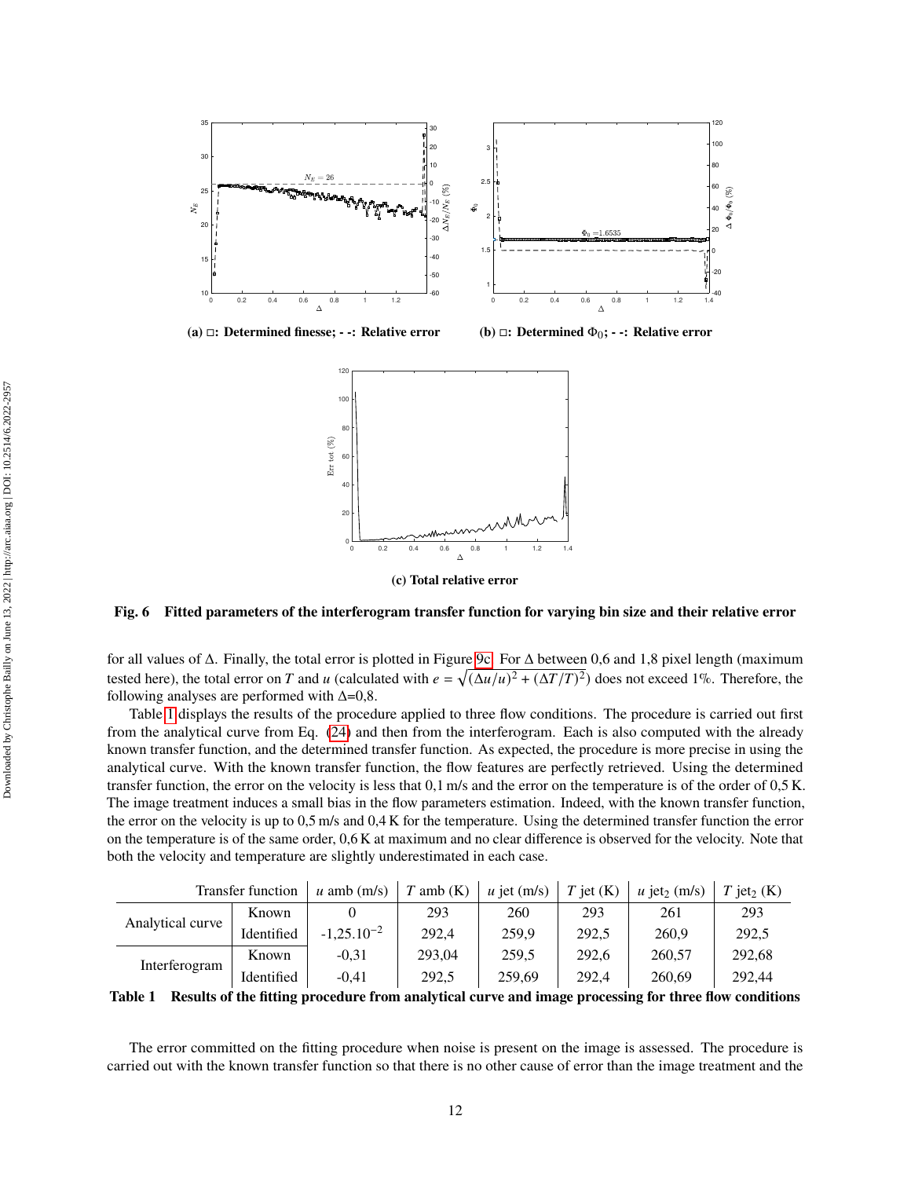(a) □: Determined finesse; - -: Relative error

(b) □: Determined $\Phi_0$; - -: Relative error

(c) Total relative error

**Fig. 6 Fitted parameters of the interferogram transfer function for varying bin size and their relative error**

for all values of $\Delta$. Finally, the total error is plotted in Figure 9c. For $\Delta$ between 0,6 and 1,8 pixel length (maximum tested here), the total error on $T$ and $u$ (calculated with $e = \sqrt{(\Delta u/u)^2 + (\Delta T/T)^2}$) does not exceed 1%. Therefore, the following analyses are performed with $\Delta$=0,8.

Table 1 displays the results of the procedure applied to three flow conditions. The procedure is carried out first from the analytical curve from Eq. (24) and then from the interferogram. Each is also computed with the already known transfer function, and the determined transfer function. As expected, the procedure is more precise in using the analytical curve. With the known transfer function, the flow features are perfectly retrieved. Using the determined transfer function, the error on the velocity is less that 0,1 m/s and the error on the temperature is of the order of 0,5 K. The image treatment induces a small bias in the flow parameters estimation. Indeed, with the known transfer function, the error on the velocity is up to 0,5 m/s and 0,4 K for the temperature. Using the determined transfer function the error on the temperature is of the same order, 0,6 K at maximum and no clear difference is observed for the velocity. Note that both the velocity and temperature are slightly underestimated in each case.

| Transfer function | | $u$ amb (m/s) | $T$ amb (K) | $u$ jet (m/s) | $T$ jet (K) | $u$ jet$_2$ (m/s) | $T$ jet$_2$ (K) |
|---|---|---|---|---|---|---|---|
| Analytical curve | Known | 0 | 293 | 260 | 293 | 261 | 293 |
| | Identified | -1,25.$10^{-2}$ | 292,4 | 259,9 | 292,5 | 260,9 | 292,5 |
| Interferogram | Known | -0,31 | 293,04 | 259,5 | 292,6 | 260,57 | 292,68 |
| | Identified | -0,41 | 292,5 | 259,69 | 292,4 | 260,69 | 292,44 |

**Table 1 Results of the fitting procedure from analytical curve and image processing for three flow conditions**

The error committed on the fitting procedure when noise is present on the image is assessed. The procedure is carried out with the known transfer function so that there is no other cause of error than the image treatment and the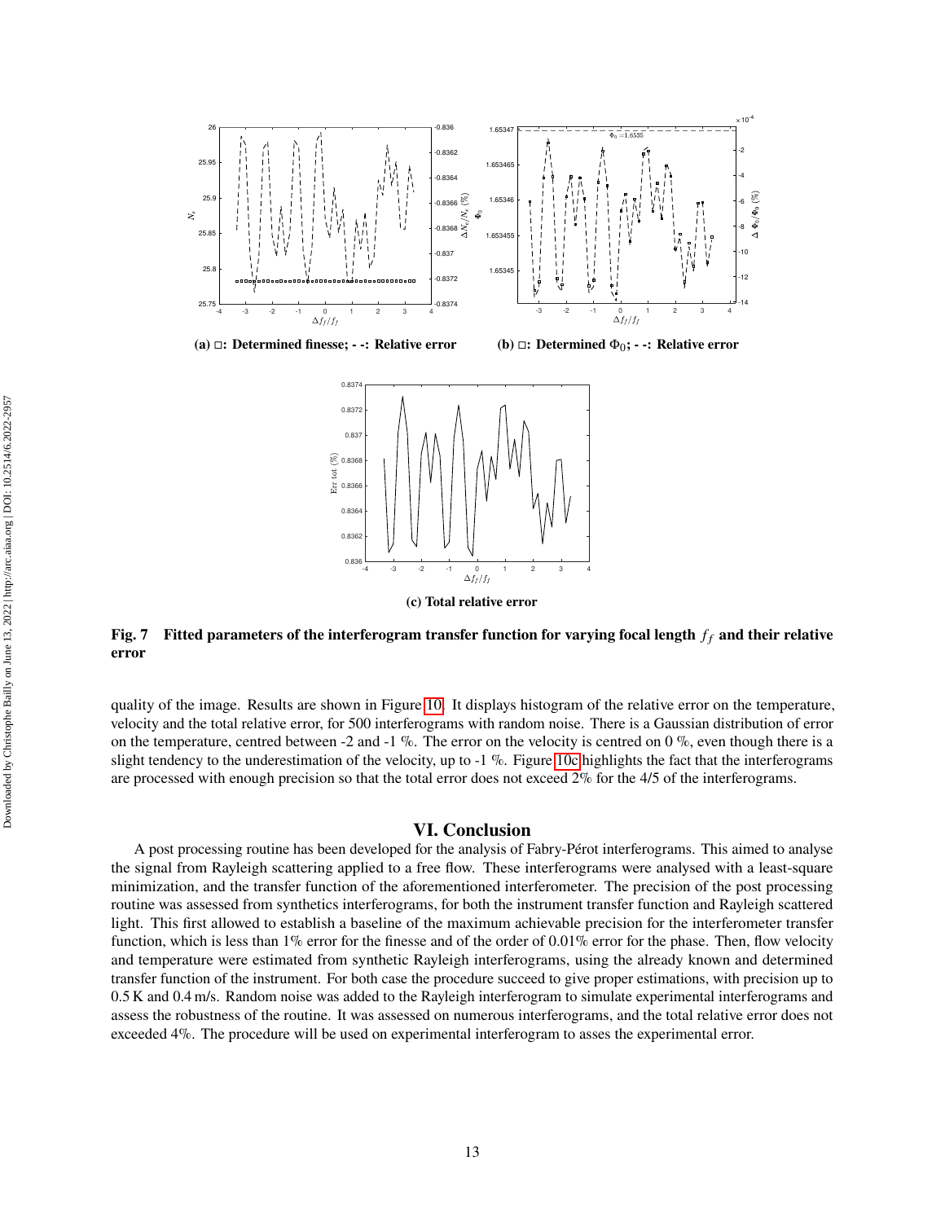(a) □: Determined finesse; - -: Relative error

(b) □: Determined $\Phi_0$; - -: Relative error

(c) Total relative error

**Fig. 7 Fitted parameters of the interferogram transfer function for varying focal length $f_f$ and their relative error**

quality of the image. Results are shown in Figure 10. It displays histogram of the relative error on the temperature, velocity and the total relative error, for 500 interferograms with random noise. There is a Gaussian distribution of error on the temperature, centred between -2 and -1 %. The error on the velocity is centred on 0 %, even though there is a slight tendency to the underestimation of the velocity, up to -1 %. Figure 10c highlights the fact that the interferograms are processed with enough precision so that the total error does not exceed 2% for the 4/5 of the interferograms.

## VI. Conclusion

A post processing routine has been developed for the analysis of Fabry-Pérot interferograms. This aimed to analyse the signal from Rayleigh scattering applied to a free flow. These interferograms were analysed with a least-square minimization, and the transfer function of the aforementioned interferometer. The precision of the post processing routine was assessed from synthetics interferograms, for both the instrument transfer function and Rayleigh scattered light. This first allowed to establish a baseline of the maximum achievable precision for the interferometer transfer function, which is less than 1% error for the finesse and of the order of 0.01% error for the phase. Then, flow velocity and temperature were estimated from synthetic Rayleigh interferograms, using the already known and determined transfer function of the instrument. For both case the procedure succeed to give proper estimations, with precision up to 0.5 K and 0.4 m/s. Random noise was added to the Rayleigh interferogram to simulate experimental interferograms and assess the robustness of the routine. It was assessed on numerous interferograms, and the total relative error does not exceeded 4%. The procedure will be used on experimental interferogram to asses the experimental error.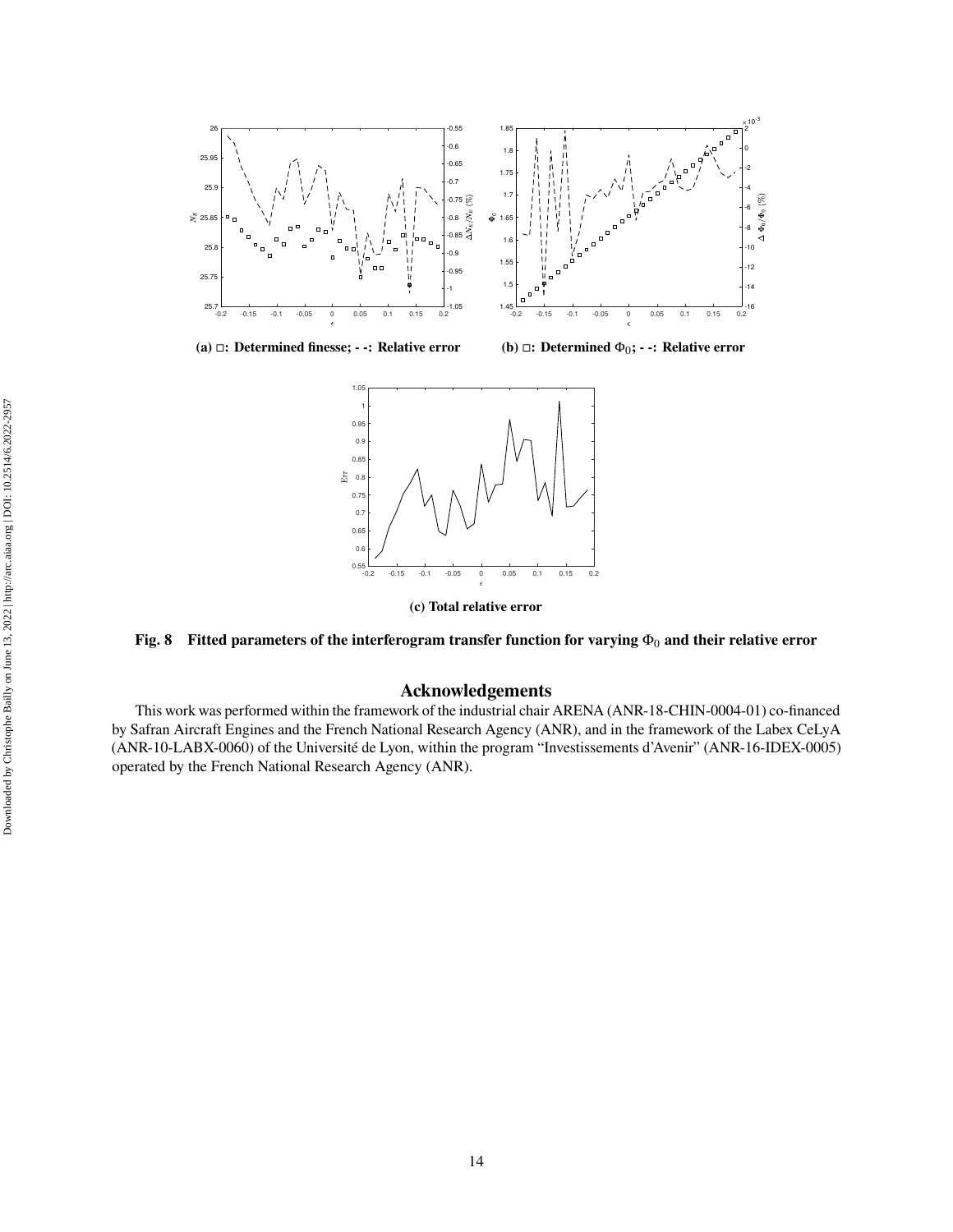(a) □: Determined finesse; - -: Relative error

(b) □: Determined $\Phi_0$; - -: Relative error

(c) Total relative error

**Fig. 8 Fitted parameters of the interferogram transfer function for varying $\Phi_0$ and their relative error**

## Acknowledgements

This work was performed within the framework of the industrial chair ARENA (ANR-18-CHIN-0004-01) co-financed by Safran Aircraft Engines and the French National Research Agency (ANR), and in the framework of the Labex CeLyA (ANR-10-LABX-0060) of the Université de Lyon, within the program "Investissements d'Avenir" (ANR-16-IDEX-0005) operated by the French National Research Agency (ANR).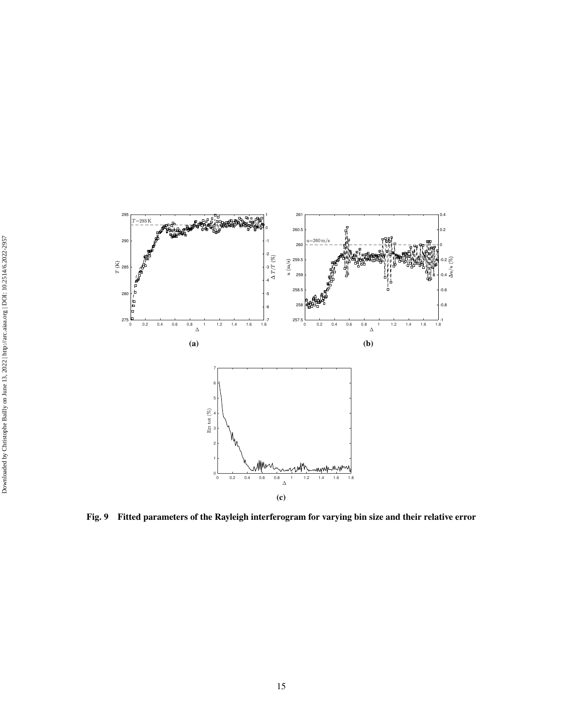**(a)**

**(b)**

**(c)**

**Fig. 9 Fitted parameters of the Rayleigh interferogram for varying bin size and their relative error**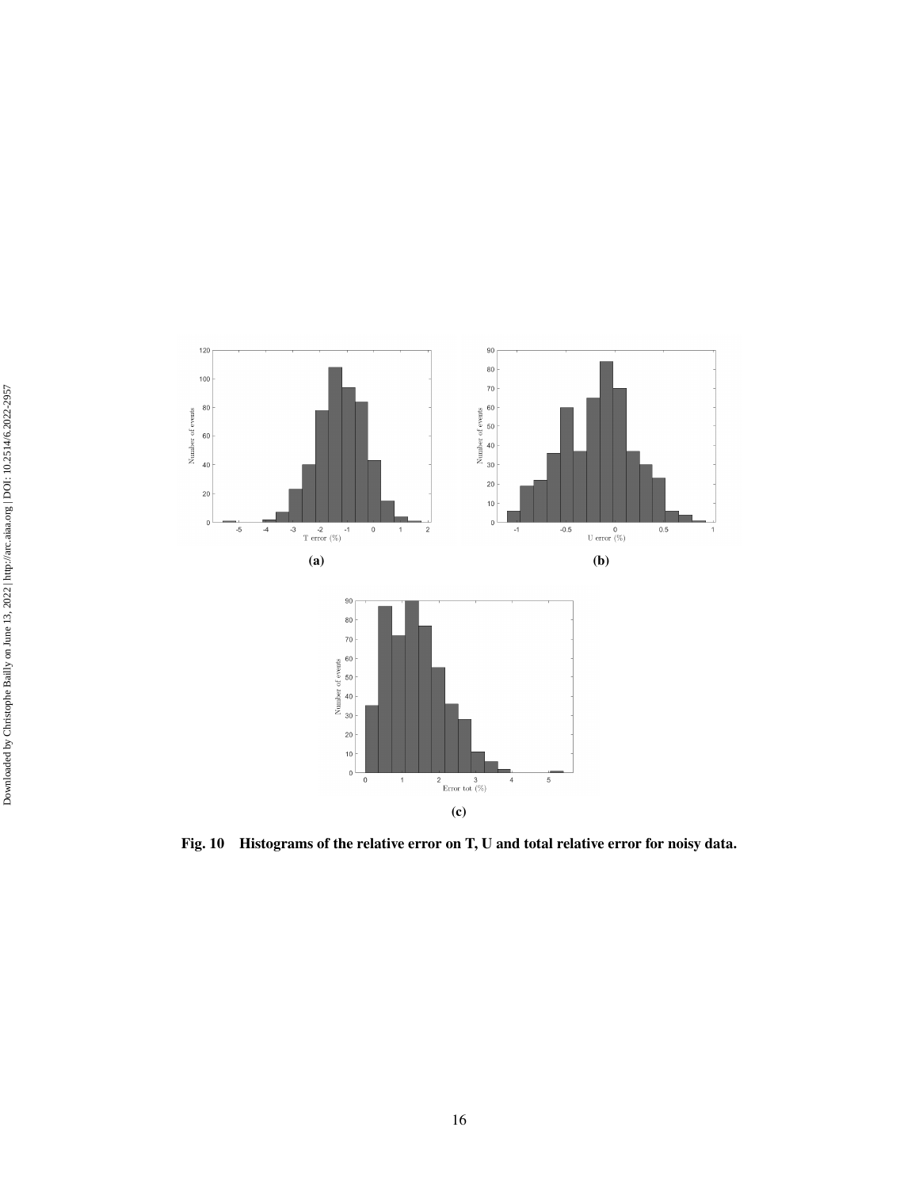(a)

(b)

(c)

**Fig. 10 Histograms of the relative error on T, U and total relative error for noisy data.**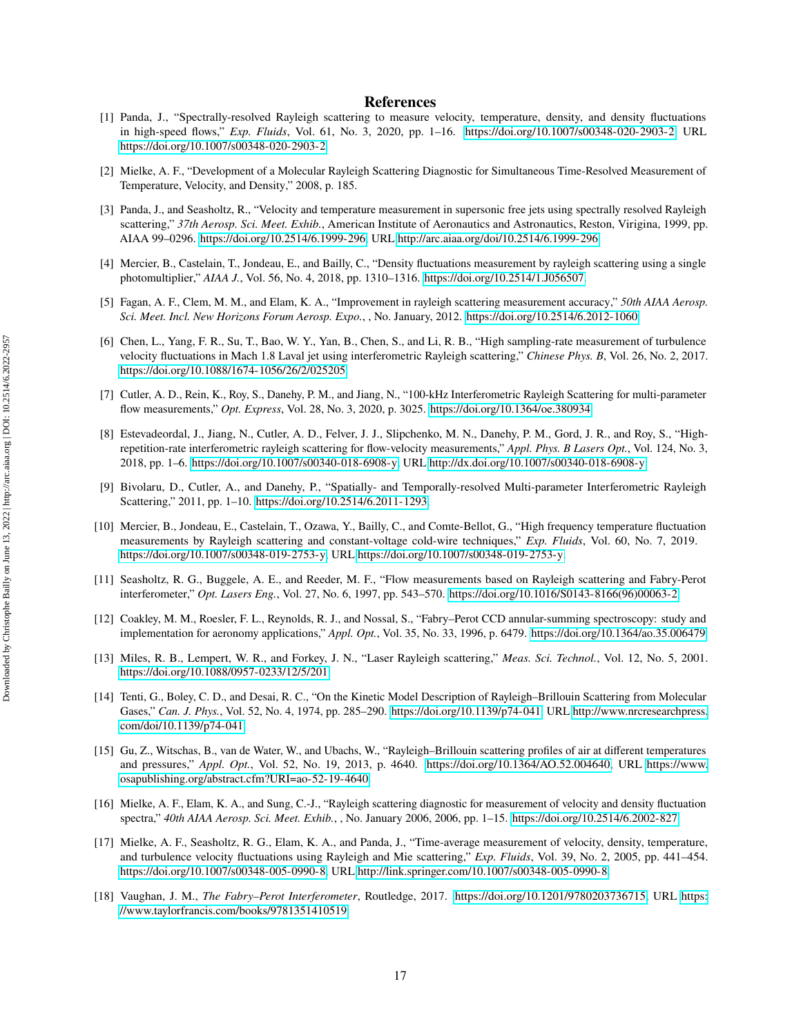# References

[1] Panda, J., "Spectrally-resolved Rayleigh scattering to measure velocity, temperature, density, and density fluctuations in high-speed flows," *Exp. Fluids*, Vol. 61, No. 3, 2020, pp. 1–16. https://doi.org/10.1007/s00348-020-2903-2, URL https://doi.org/10.1007/s00348-020-2903-2.

[2] Mielke, A. F., "Development of a Molecular Rayleigh Scattering Diagnostic for Simultaneous Time-Resolved Measurement of Temperature, Velocity, and Density," 2008, p. 185.

[3] Panda, J., and Seasholtz, R., "Velocity and temperature measurement in supersonic free jets using spectrally resolved Rayleigh scattering," *37th Aerosp. Sci. Meet. Exhib.*, American Institute of Aeronautics and Astronautics, Reston, Virigina, 1999, pp. AIAA 99–0296. https://doi.org/10.2514/6.1999-296, URL http://arc.aiaa.org/doi/10.2514/6.1999-296.

[4] Mercier, B., Castelain, T., Jondeau, E., and Bailly, C., "Density fluctuations measurement by rayleigh scattering using a single photomultiplier," *AIAA J.*, Vol. 56, No. 4, 2018, pp. 1310–1316. https://doi.org/10.2514/1.J056507.

[5] Fagan, A. F., Clem, M. M., and Elam, K. A., "Improvement in rayleigh scattering measurement accuracy," *50th AIAA Aerosp. Sci. Meet. Incl. New Horizons Forum Aerosp. Expo.*, , No. January, 2012. https://doi.org/10.2514/6.2012-1060.

[6] Chen, L., Yang, F. R., Su, T., Bao, W. Y., Yan, B., Chen, S., and Li, R. B., "High sampling-rate measurement of turbulence velocity fluctuations in Mach 1.8 Laval jet using interferometric Rayleigh scattering," *Chinese Phys. B*, Vol. 26, No. 2, 2017. https://doi.org/10.1088/1674-1056/26/2/025205.

[7] Cutler, A. D., Rein, K., Roy, S., Danehy, P. M., and Jiang, N., "100-kHz Interferometric Rayleigh Scattering for multi-parameter flow measurements," *Opt. Express*, Vol. 28, No. 3, 2020, p. 3025. https://doi.org/10.1364/oe.380934.

[8] Estevadeordal, J., Jiang, N., Cutler, A. D., Felver, J. J., Slipchenko, M. N., Danehy, P. M., Gord, J. R., and Roy, S., "High-repetition-rate interferometric rayleigh scattering for flow-velocity measurements," *Appl. Phys. B Lasers Opt.*, Vol. 124, No. 3, 2018, pp. 1–6. https://doi.org/10.1007/s00340-018-6908-y, URL http://dx.doi.org/10.1007/s00340-018-6908-y.

[9] Bivolaru, D., Cutler, A., and Danehy, P., "Spatially- and Temporally-resolved Multi-parameter Interferometric Rayleigh Scattering," 2011, pp. 1–10. https://doi.org/10.2514/6.2011-1293.

[10] Mercier, B., Jondeau, E., Castelain, T., Ozawa, Y., Bailly, C., and Comte-Bellot, G., "High frequency temperature fluctuation measurements by Rayleigh scattering and constant-voltage cold-wire techniques," *Exp. Fluids*, Vol. 60, No. 7, 2019. https://doi.org/10.1007/s00348-019-2753-y, URL https://doi.org/10.1007/s00348-019-2753-y.

[11] Seasholtz, R. G., Buggele, A. E., and Reeder, M. F., "Flow measurements based on Rayleigh scattering and Fabry-Perot interferometer," *Opt. Lasers Eng.*, Vol. 27, No. 6, 1997, pp. 543–570. https://doi.org/10.1016/S0143-8166(96)00063-2.

[12] Coakley, M. M., Roesler, F. L., Reynolds, R. J., and Nossal, S., "Fabry–Perot CCD annular-summing spectroscopy: study and implementation for aeronomy applications," *Appl. Opt.*, Vol. 35, No. 33, 1996, p. 6479. https://doi.org/10.1364/ao.35.006479.

[13] Miles, R. B., Lempert, W. R., and Forkey, J. N., "Laser Rayleigh scattering," *Meas. Sci. Technol.*, Vol. 12, No. 5, 2001. https://doi.org/10.1088/0957-0233/12/5/201.

[14] Tenti, G., Boley, C. D., and Desai, R. C., "On the Kinetic Model Description of Rayleigh–Brillouin Scattering from Molecular Gases," *Can. J. Phys.*, Vol. 52, No. 4, 1974, pp. 285–290. https://doi.org/10.1139/p74-041, URL http://www.nrcresearchpress.com/doi/10.1139/p74-041.

[15] Gu, Z., Witschas, B., van de Water, W., and Ubachs, W., "Rayleigh–Brillouin scattering profiles of air at different temperatures and pressures," *Appl. Opt.*, Vol. 52, No. 19, 2013, p. 4640. https://doi.org/10.1364/AO.52.004640, URL https://www.osapublishing.org/abstract.cfm?URI=ao-52-19-4640.

[16] Mielke, A. F., Elam, K. A., and Sung, C.-J., "Rayleigh scattering diagnostic for measurement of velocity and density fluctuation spectra," *40th AIAA Aerosp. Sci. Meet. Exhib.*, , No. January 2006, 2006, pp. 1–15. https://doi.org/10.2514/6.2002-827.

[17] Mielke, A. F., Seasholtz, R. G., Elam, K. A., and Panda, J., "Time-average measurement of velocity, density, temperature, and turbulence velocity fluctuations using Rayleigh and Mie scattering," *Exp. Fluids*, Vol. 39, No. 2, 2005, pp. 441–454. https://doi.org/10.1007/s00348-005-0990-8, URL http://link.springer.com/10.1007/s00348-005-0990-8.

[18] Vaughan, J. M., *The Fabry–Perot Interferometer*, Routledge, 2017. https://doi.org/10.1201/9780203736715, URL https://www.taylorfrancis.com/books/9781351410519.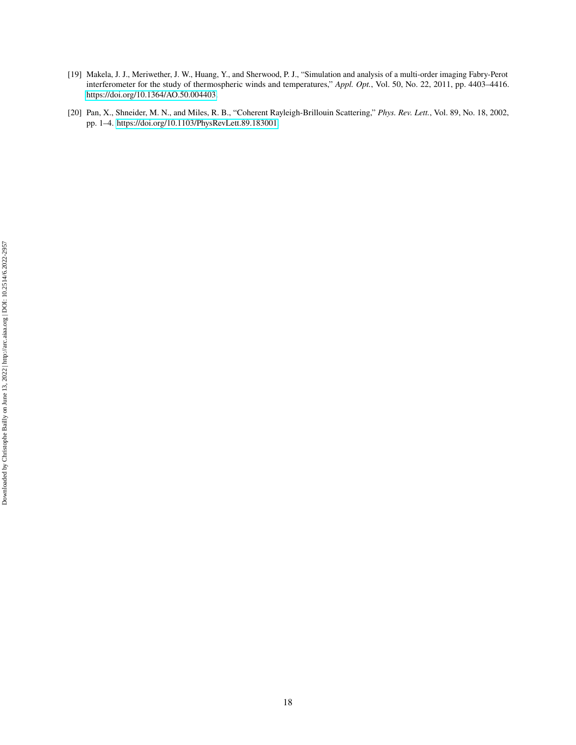[19] Makela, J. J., Meriwether, J. W., Huang, Y., and Sherwood, P. J., "Simulation and analysis of a multi-order imaging Fabry-Perot interferometer for the study of thermospheric winds and temperatures," *Appl. Opt.*, Vol. 50, No. 22, 2011, pp. 4403–4416. https://doi.org/10.1364/AO.50.004403

[20] Pan, X., Shneider, M. N., and Miles, R. B., "Coherent Rayleigh-Brillouin Scattering," *Phys. Rev. Lett.*, Vol. 89, No. 18, 2002, pp. 1–4. https://doi.org/10.1103/PhysRevLett.89.183001